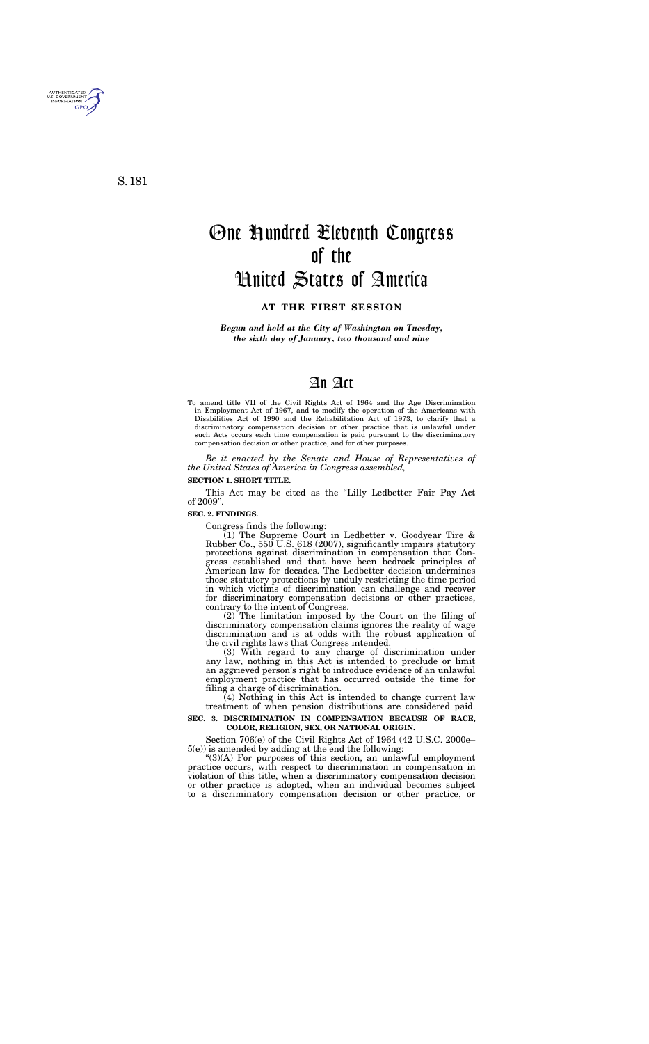S. 181

# One Hundred Eleventh Congress of the United States of America

## AT THE FIRST SESSION

***Begun and held at the City of Washington on Tuesday, the sixth day of January, two thousand and nine***

# An Act

To amend title VII of the Civil Rights Act of 1964 and the Age Discrimination in Employment Act of 1967, and to modify the operation of the Americans with Disabilities Act of 1990 and the Rehabilitation Act of 1973, to clarify that a discriminatory compensation decision or other practice that is unlawful under such Acts occurs each time compensation is paid pursuant to the discriminatory compensation decision or other practice, and for other purposes.

*Be it enacted by the Senate and House of Representatives of the United States of America in Congress assembled,*

**SECTION 1. SHORT TITLE.**

This Act may be cited as the "Lilly Ledbetter Fair Pay Act of 2009".

**SEC. 2. FINDINGS.**

Congress finds the following:

(1) The Supreme Court in Ledbetter v. Goodyear Tire & Rubber Co., 550 U.S. 618 (2007), significantly impairs statutory protections against discrimination in compensation that Congress established and that have been bedrock principles of American law for decades. The Ledbetter decision undermines those statutory protections by unduly restricting the time period in which victims of discrimination can challenge and recover for discriminatory compensation decisions or other practices, contrary to the intent of Congress.

(2) The limitation imposed by the Court on the filing of discriminatory compensation claims ignores the reality of wage discrimination and is at odds with the robust application of the civil rights laws that Congress intended.

(3) With regard to any charge of discrimination under any law, nothing in this Act is intended to preclude or limit an aggrieved person's right to introduce evidence of an unlawful employment practice that has occurred outside the time for filing a charge of discrimination.

(4) Nothing in this Act is intended to change current law treatment of when pension distributions are considered paid.

**SEC. 3. DISCRIMINATION IN COMPENSATION BECAUSE OF RACE, COLOR, RELIGION, SEX, OR NATIONAL ORIGIN.**

Section 706(e) of the Civil Rights Act of 1964 (42 U.S.C. 2000e–5(e)) is amended by adding at the end the following:

"(3)(A) For purposes of this section, an unlawful employment practice occurs, with respect to discrimination in compensation in violation of this title, when a discriminatory compensation decision or other practice is adopted, when an individual becomes subject to a discriminatory compensation decision or other practice, or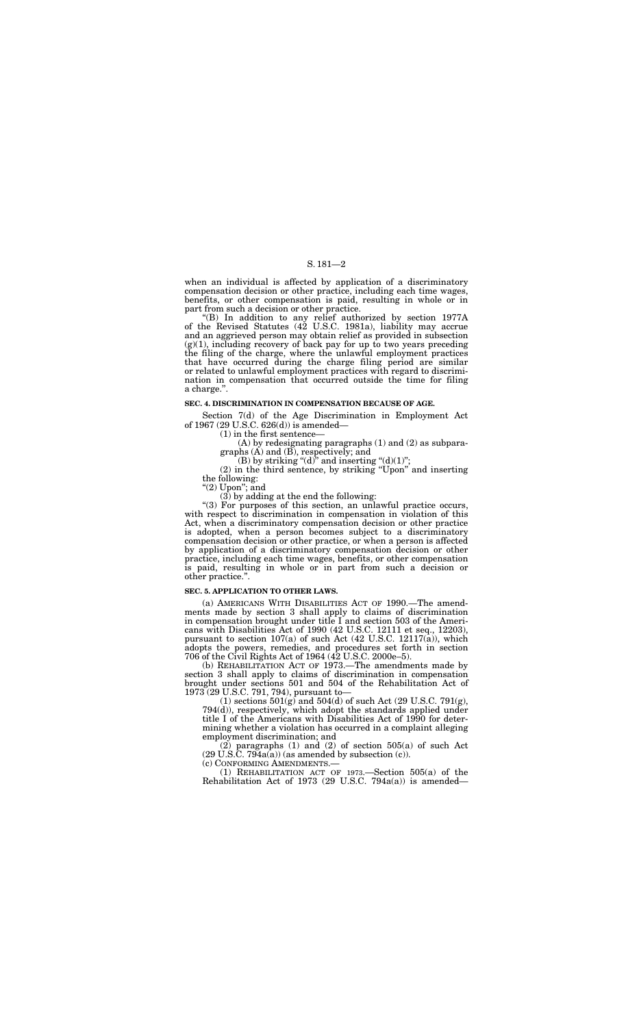when an individual is affected by application of a discriminatory compensation decision or other practice, including each time wages, benefits, or other compensation is paid, resulting in whole or in part from such a decision or other practice.

"(B) In addition to any relief authorized by section 1977A of the Revised Statutes (42 U.S.C. 1981a), liability may accrue and an aggrieved person may obtain relief as provided in subsection (g)(1), including recovery of back pay for up to two years preceding the filing of the charge, where the unlawful employment practices that have occurred during the charge filing period are similar or related to unlawful employment practices with regard to discrimination in compensation that occurred outside the time for filing a charge.".

**SEC. 4. DISCRIMINATION IN COMPENSATION BECAUSE OF AGE.**

Section 7(d) of the Age Discrimination in Employment Act of 1967 (29 U.S.C. 626(d)) is amended—

(1) in the first sentence—

(A) by redesignating paragraphs (1) and (2) as subparagraphs (A) and (B), respectively; and

(B) by striking "(d)" and inserting "(d)(1)";

(2) in the third sentence, by striking "Upon" and inserting the following:

"(2) Upon"; and

(3) by adding at the end the following:

"(3) For purposes of this section, an unlawful practice occurs, with respect to discrimination in compensation in violation of this Act, when a discriminatory compensation decision or other practice is adopted, when a person becomes subject to a discriminatory compensation decision or other practice, or when a person is affected by application of a discriminatory compensation decision or other practice, including each time wages, benefits, or other compensation is paid, resulting in whole or in part from such a decision or other practice.".

**SEC. 5. APPLICATION TO OTHER LAWS.**

(a) AMERICANS WITH DISABILITIES ACT OF 1990.—The amendments made by section 3 shall apply to claims of discrimination in compensation brought under title I and section 503 of the Americans with Disabilities Act of 1990 (42 U.S.C. 12111 et seq., 12203), pursuant to section 107(a) of such Act (42 U.S.C. 12117(a)), which adopts the powers, remedies, and procedures set forth in section 706 of the Civil Rights Act of 1964 (42 U.S.C. 2000e–5).

(b) REHABILITATION ACT OF 1973.—The amendments made by section 3 shall apply to claims of discrimination in compensation brought under sections 501 and 504 of the Rehabilitation Act of 1973 (29 U.S.C. 791, 794), pursuant to—

(1) sections 501(g) and 504(d) of such Act (29 U.S.C. 791(g), 794(d)), respectively, which adopt the standards applied under title I of the Americans with Disabilities Act of 1990 for determining whether a violation has occurred in a complaint alleging employment discrimination; and

(2) paragraphs (1) and (2) of section 505(a) of such Act (29 U.S.C. 794a(a)) (as amended by subsection (c)).

(c) CONFORMING AMENDMENTS.—

(1) REHABILITATION ACT OF 1973.—Section 505(a) of the Rehabilitation Act of 1973 (29 U.S.C. 794a(a)) is amended—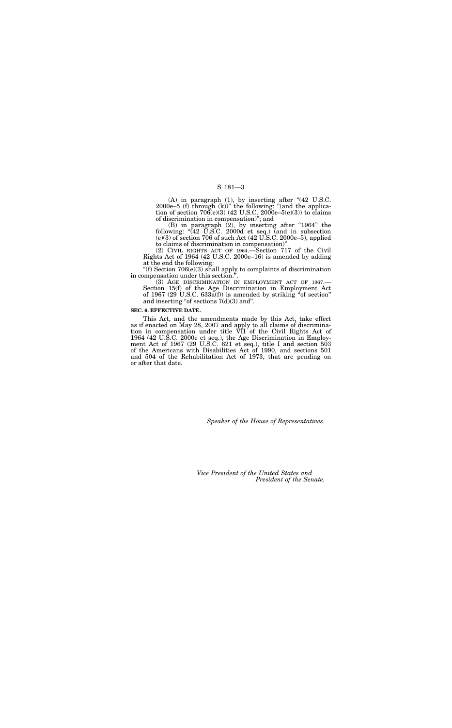(A) in paragraph (1), by inserting after "(42 U.S.C. 2000e–5 (f) through (k))" the following: "(and the application of section 706(e)(3) (42 U.S.C. 2000e–5(e)(3)) to claims of discrimination in compensation)"; and

(B) in paragraph (2), by inserting after "1964" the following: "(42 U.S.C. 2000d et seq.) (and in subsection (e)(3) of section 706 of such Act (42 U.S.C. 2000e–5), applied to claims of discrimination in compensation)".

(2) CIVIL RIGHTS ACT OF 1964.—Section 717 of the Civil Rights Act of 1964 (42 U.S.C. 2000e–16) is amended by adding at the end the following:

"(f) Section 706(e)(3) shall apply to complaints of discrimination in compensation under this section.".

(3) AGE DISCRIMINATION IN EMPLOYMENT ACT OF 1967.—Section 15(f) of the Age Discrimination in Employment Act of 1967 (29 U.S.C. 633a(f)) is amended by striking "of section" and inserting "of sections 7(d)(3) and".

**SEC. 6. EFFECTIVE DATE.**

This Act, and the amendments made by this Act, take effect as if enacted on May 28, 2007 and apply to all claims of discrimination in compensation under title VII of the Civil Rights Act of 1964 (42 U.S.C. 2000e et seq.), the Age Discrimination in Employment Act of 1967 (29 U.S.C. 621 et seq.), title I and section 503 of the Americans with Disabilities Act of 1990, and sections 501 and 504 of the Rehabilitation Act of 1973, that are pending on or after that date.

*Speaker of the House of Representatives.*

*Vice President of the United States and President of the Senate.*